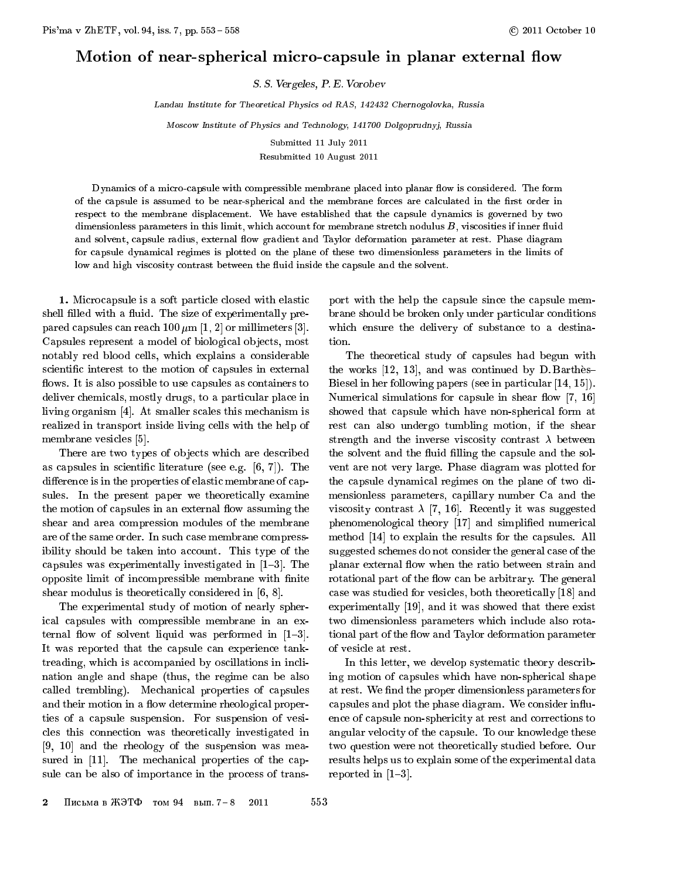# Motion of near-spherical micro-capsule in planar external flow

*S. S. Vergeles, P. E. Vorobev*

*Landau Institute for Theoretical Physics od RAS, 142432 Chernogolovka, Russia*

*Moscow Institute of Physics and Technology, 141700 Dolgoprudnyj, Russia*

Submitted 11 July 2011

Resubmitted 10 August 2011

Dynamics of a micro-capsule with compressible membrane placed into planar flow is considered. The form of the capsule is assumed to be near-spherical and the membrane forces are calculated in the first order in respect to the membrane displacement. We have established that the capsule dynamics is governed by two dimensionless parameters in this limit, which account for membrane stretch nodulus $B$, viscosities if inner fluid and solvent, capsule radius, external flow gradient and Taylor deformation parameter at rest. Phase diagram for capsule dynamical regimes is plotted on the plane of these two dimensionless parameters in the limits of low and high viscosity contrast between the fluid inside the capsule and the solvent.

**1.** Microcapsule is a soft particle closed with elastic shell filled with a fluid. The size of experimentally prepared capsules can reach $100\,\mu$m [1, 2] or millimeters [3]. Capsules represent a model of biological objects, most notably red blood cells, which explains a considerable scientific interest to the motion of capsules in external flows. It is also possible to use capsules as containers to deliver chemicals, mostly drugs, to a particular place in living organism [4]. At smaller scales this mechanism is realized in transport inside living cells with the help of membrane vesicles [5].

There are two types of objects which are described as capsules in scientific literature (see e.g. [6, 7]). The difference is in the properties of elastic membrane of capsules. In the present paper we theoretically examine the motion of capsules in an external flow assuming the shear and area compression modules of the membrane are of the same order. In such case membrane compressibility should be taken into account. This type of the capsules was experimentally investigated in [1–3]. The opposite limit of incompressible membrane with finite shear modulus is theoretically considered in [6, 8].

The experimental study of motion of nearly spherical capsules with compressible membrane in an external flow of solvent liquid was performed in [1–3]. It was reported that the capsule can experience tank-treading, which is accompanied by oscillations in inclination angle and shape (thus, the regime can be also called trembling). Mechanical properties of capsules and their motion in a flow determine rheological properties of a capsule suspension. For suspension of vesicles this connection was theoretically investigated in [9, 10] and the rheology of the suspension was measured in [11]. The mechanical properties of the capsule can be also of importance in the process of transport with the help the capsule since the capsule membrane should be broken only under particular conditions which ensure the delivery of substance to a destination.

The theoretical study of capsules had begun with the works [12, 13], and was continued by D. Barthès–Biesel in her following papers (see in particular [14, 15]). Numerical simulations for capsule in shear flow [7, 16] showed that capsule which have non-spherical form at rest can also undergo tumbling motion, if the shear strength and the inverse viscosity contrast $\lambda$ between the solvent and the fluid filling the capsule and the solvent are not very large. Phase diagram was plotted for the capsule dynamical regimes on the plane of two dimensionless parameters, capillary number Ca and the viscosity contrast $\lambda$ [7, 16]. Recently it was suggested phenomenological theory [17] and simplified numerical method [14] to explain the results for the capsules. All suggested schemes do not consider the general case of the planar external flow when the ratio between strain and rotational part of the flow can be arbitrary. The general case was studied for vesicles, both theoretically [18] and experimentally [19], and it was showed that there exist two dimensionless parameters which include also rotational part of the flow and Taylor deformation parameter of vesicle at rest.

In this letter, we develop systematic theory describing motion of capsules which have non-spherical shape at rest. We find the proper dimensionless parameters for capsules and plot the phase diagram. We consider influence of capsule non-sphericity at rest and corrections to angular velocity of the capsule. To our knowledge these two question were not theoretically studied before. Our results helps us to explain some of the experimental data reported in [1–3].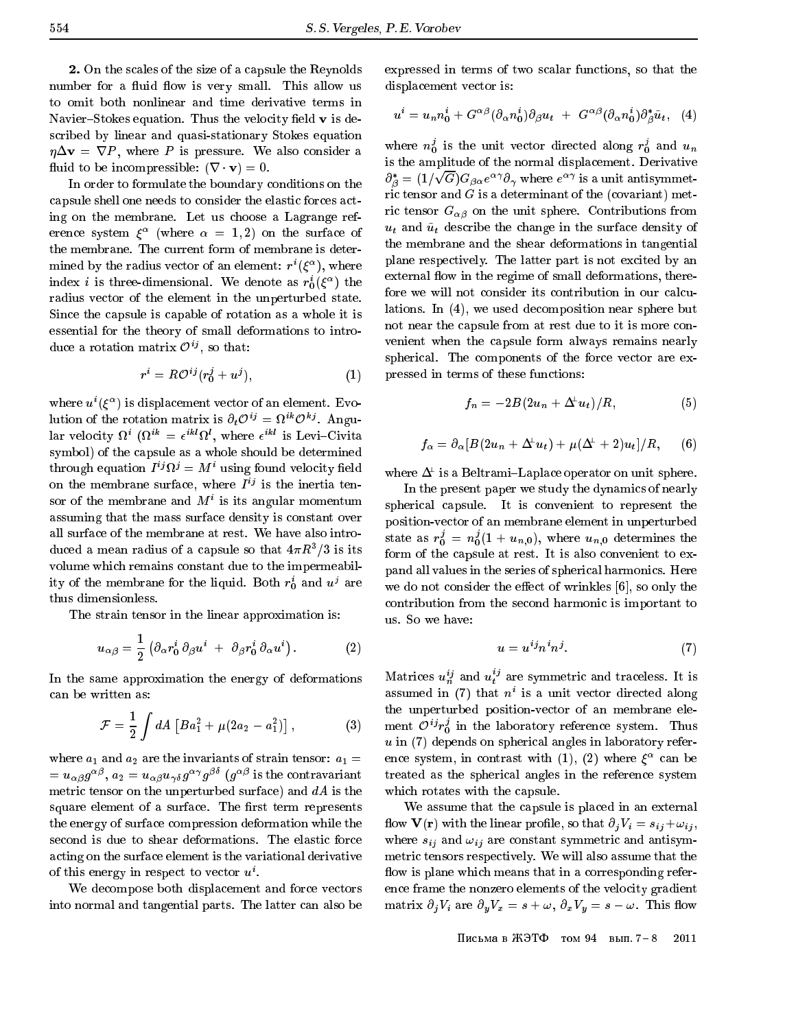**2.** On the scales of the size of a capsule the Reynolds number for a fluid flow is very small. This allow us to omit both nonlinear and time derivative terms in Navier–Stokes equation. Thus the velocity field $\mathbf{v}$ is described by linear and quasi-stationary Stokes equation $\eta\Delta\mathbf{v} = \nabla P$, where $P$ is pressure. We also consider a fluid to be incompressible: $(\nabla\cdot\mathbf{v}) = 0$.

In order to formulate the boundary conditions on the capsule shell one needs to consider the elastic forces acting on the membrane. Let us choose a Lagrange reference system $\xi^\alpha$ (where $\alpha = 1, 2$) on the surface of the membrane. The current form of membrane is determined by the radius vector of an element: $r^i(\xi^\alpha)$, where index $i$ is three-dimensional. We denote as $r_0^i(\xi^\alpha)$ the radius vector of the element in the unperturbed state. Since the capsule is capable of rotation as a whole it is essential for the theory of small deformations to introduce a rotation matrix $\mathcal{O}^{ij}$, so that:

$$r^i = R\mathcal{O}^{ij}(r_0^j + u^j), \tag{1}$$

where $u^i(\xi^\alpha)$ is displacement vector of an element. Evolution of the rotation matrix is $\partial_t\mathcal{O}^{ij} = \Omega^{ik}\mathcal{O}^{kj}$. Angular velocity $\Omega^i$ ($\Omega^{ik} = \epsilon^{ikl}\Omega^l$, where $\epsilon^{ikl}$ is Levi–Civita symbol) of the capsule as a whole should be determined through equation $I^{ij}\Omega^j = M^i$ using found velocity field on the membrane surface, where $I^{ij}$ is the inertia tensor of the membrane and $M^i$ is its angular momentum assuming that the mass surface density is constant over all surface of the membrane at rest. We have also introduced a mean radius of a capsule so that $4\pi R^3/3$ is its volume which remains constant due to the impermeability of the membrane for the liquid. Both $r_0^i$ and $u^j$ are thus dimensionless.

The strain tensor in the linear approximation is:

$$u_{\alpha\beta} = \frac{1}{2}\left(\partial_\alpha r_0^i\,\partial_\beta u^i \;+\; \partial_\beta r_0^i\,\partial_\alpha u^i\right). \tag{2}$$

In the same approximation the energy of deformations can be written as:

$$\mathcal{F} = \frac{1}{2}\int dA\,\left[Ba_1^2 + \mu(2a_2 - a_1^2)\right], \tag{3}$$

where $a_1$ and $a_2$ are the invariants of strain tensor: $a_1 = u_{\alpha\beta}g^{\alpha\beta}$, $a_2 = u_{\alpha\beta}u_{\gamma\delta}g^{\alpha\gamma}g^{\beta\delta}$ ($g^{\alpha\beta}$ is the contravariant metric tensor on the unperturbed surface) and $dA$ is the square element of a surface. The first term represents the energy of surface compression deformation while the second is due to shear deformations. The elastic force acting on the surface element is the variational derivative of this energy in respect to vector $u^i$.

We decompose both displacement and force vectors into normal and tangential parts. The latter can also be expressed in terms of two scalar functions, so that the displacement vector is:

$$u^i = u_n n_0^i + G^{\alpha\beta}(\partial_\alpha n_0^i)\partial_\beta u_t \;+\; G^{\alpha\beta}(\partial_\alpha n_0^i)\partial_\beta^* \bar{u}_t, \tag{4}$$

where $n_0^j$ is the unit vector directed along $r_0^j$ and $u_n$ is the amplitude of the normal displacement. Derivative $\partial_\beta^* = (1/\sqrt{G})G_{\beta\alpha}e^{\alpha\gamma}\partial_\gamma$ where $e^{\alpha\gamma}$ is a unit antisymmetric tensor and $G$ is a determinant of the (covariant) metric tensor $G_{\alpha\beta}$ on the unit sphere. Contributions from $u_t$ and $\bar{u}_t$ describe the change in the surface density of the membrane and the shear deformations in tangential plane respectively. The latter part is not excited by an external flow in the regime of small deformations, therefore we will not consider its contribution in our calculations. In (4), we used decomposition near sphere but not near the capsule from at rest due to it is more convenient when the capsule form always remains nearly spherical. The components of the force vector are expressed in terms of these functions:

$$f_n = -2B(2u_n + \Delta^\perp u_t)/R, \tag{5}$$

$$f_\alpha = \partial_\alpha[B(2u_n + \Delta^\perp u_t) + \mu(\Delta^\perp + 2)u_t]/R, \tag{6}$$

where $\Delta^\perp$ is a Beltrami–Laplace operator on unit sphere.

In the present paper we study the dynamics of nearly spherical capsule. It is convenient to represent the position-vector of an membrane element in unperturbed state as $r_0^j = n_0^j(1 + u_{n,0})$, where $u_{n,0}$ determines the form of the capsule at rest. It is also convenient to expand all values in the series of spherical harmonics. Here we do not consider the effect of wrinkles [6], so only the contribution from the second harmonic is important to us. So we have:

$$u = u^{ij}n^i n^j. \tag{7}$$

Matrices $u_n^{ij}$ and $u_t^{ij}$ are symmetric and traceless. It is assumed in (7) that $n^i$ is a unit vector directed along the unperturbed position-vector of an membrane element $\mathcal{O}^{ij}r_0^j$ in the laboratory reference system. Thus $u$ in (7) depends on spherical angles in laboratory reference system, in contrast with (1), (2) where $\xi^\alpha$ can be treated as the spherical angles in the reference system which rotates with the capsule.

We assume that the capsule is placed in an external flow $\mathbf{V}(\mathbf{r})$ with the linear profile, so that $\partial_j V_i = s_{ij} + \omega_{ij}$, where $s_{ij}$ and $\omega_{ij}$ are constant symmetric and antisymmetric tensors respectively. We will also assume that the flow is plane which means that in a corresponding reference frame the nonzero elements of the velocity gradient matrix $\partial_j V_i$ are $\partial_y V_x = s + \omega$, $\partial_x V_y = s - \omega$. This flow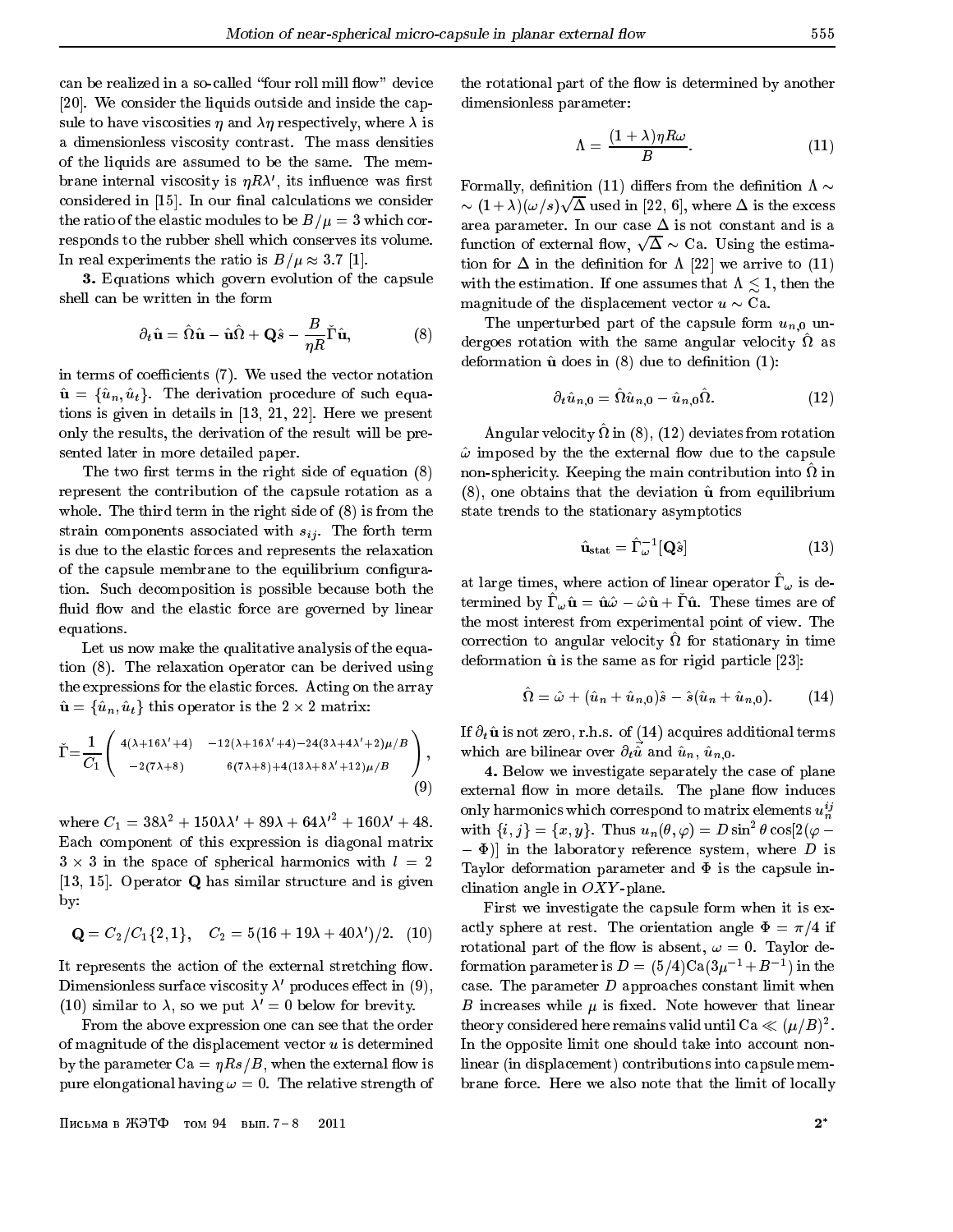can be realized in a so-called "four roll mill flow" device [20]. We consider the liquids outside and inside the capsule to have viscosities $\eta$ and $\lambda\eta$ respectively, where $\lambda$ is a dimensionless viscosity contrast. The mass densities of the liquids are assumed to be the same. The membrane internal viscosity is $\eta R\lambda'$, its influence was first considered in [15]. In our final calculations we consider the ratio of the elastic modules to be $B/\mu = 3$ which corresponds to the rubber shell which conserves its volume. In real experiments the ratio is $B/\mu \approx 3.7$ [1].

**3.** Equations which govern evolution of the capsule shell can be written in the form

$$\partial_t \hat{\mathbf{u}} = \hat{\Omega}\hat{\mathbf{u}} - \hat{\mathbf{u}}\hat{\Omega} + \mathbf{Q}\hat{s} - \frac{B}{\eta R}\check{\Gamma}\hat{\mathbf{u}}, \tag{8}$$

in terms of coefficients (7). We used the vector notation $\hat{\mathbf{u}} = \{\hat{u}_n, \hat{u}_t\}$. The derivation procedure of such equations is given in details in [13, 21, 22]. Here we present only the results, the derivation of the result will be presented later in more detailed paper.

The two first terms in the right side of equation (8) represent the contribution of the capsule rotation as a whole. The third term in the right side of (8) is from the strain components associated with $s_{ij}$. The forth term is due to the elastic forces and represents the relaxation of the capsule membrane to the equilibrium configuration. Such decomposition is possible because both the fluid flow and the elastic force are governed by linear equations.

Let us now make the qualitative analysis of the equation (8). The relaxation operator can be derived using the expressions for the elastic forces. Acting on the array $\hat{\mathbf{u}} = \{\hat{u}_n, \hat{u}_t\}$ this operator is the $2\times 2$ matrix:

$$\check{\Gamma} = \frac{1}{C_1}\begin{pmatrix} 4(\lambda+16\lambda'+4) & -12(\lambda+16\lambda'+4)-24(3\lambda+4\lambda'+2)\mu/B \\ -2(7\lambda+8) & 6(7\lambda+8)+4(13\lambda+8\lambda'+12)\mu/B \end{pmatrix}, \tag{9}$$

where $C_1 = 38\lambda^2 + 150\lambda\lambda' + 89\lambda + 64\lambda'^2 + 160\lambda' + 48$. Each component of this expression is diagonal matrix $3\times 3$ in the space of spherical harmonics with $l = 2$ [13, 15]. Operator $\mathbf{Q}$ has similar structure and is given by:

$$\mathbf{Q} = C_2/C_1\{2, 1\}, \quad C_2 = 5(16 + 19\lambda + 40\lambda')/2. \tag{10}$$

It represents the action of the external stretching flow. Dimensionless surface viscosity $\lambda'$ produces effect in (9), (10) similar to $\lambda$, so we put $\lambda' = 0$ below for brevity.

From the above expression one can see that the order of magnitude of the displacement vector $u$ is determined by the parameter $\mathrm{Ca} = \eta R s/B$, when the external flow is pure elongational having $\omega = 0$. The relative strength of the rotational part of the flow is determined by another dimensionless parameter:

$$\Lambda = \frac{(1+\lambda)\eta R\omega}{B}. \tag{11}$$

Formally, definition (11) differs from the definition $\Lambda \sim \sim (1+\lambda)(\omega/s)\sqrt{\Delta}$ used in [22, 6], where $\Delta$ is the excess area parameter. In our case $\Delta$ is not constant and is a function of external flow, $\sqrt{\Delta} \sim \mathrm{Ca}$. Using the estimation for $\Delta$ in the definition for $\Lambda$ [22] we arrive to (11) with the estimation. If one assumes that $\Lambda \lesssim 1$, then the magnitude of the displacement vector $u \sim \mathrm{Ca}$.

The unperturbed part of the capsule form $u_{n,0}$ undergoes rotation with the same angular velocity $\hat{\Omega}$ as deformation $\hat{\mathbf{u}}$ does in (8) due to definition (1):

$$\partial_t \hat{u}_{n,0} = \hat{\Omega}\hat{u}_{n,0} - \hat{u}_{n,0}\hat{\Omega}. \tag{12}$$

Angular velocity $\hat{\Omega}$ in (8), (12) deviates from rotation $\hat{\omega}$ imposed by the the external flow due to the capsule non-sphericity. Keeping the main contribution into $\hat{\Omega}$ in (8), one obtains that the deviation $\hat{\mathbf{u}}$ from equilibrium state trends to the stationary asymptotics

$$\hat{\mathbf{u}}_{\mathbf{stat}} = \hat{\Gamma}_\omega^{-1}[\mathbf{Q}\hat{s}] \tag{13}$$

at large times, where action of linear operator $\hat{\Gamma}_\omega$ is determined by $\hat{\Gamma}_\omega\hat{\mathbf{u}} = \hat{\mathbf{u}}\hat{\omega} - \hat{\omega}\hat{\mathbf{u}} + \check{\Gamma}\hat{\mathbf{u}}$. These times are of the most interest from experimental point of view. The correction to angular velocity $\hat{\Omega}$ for stationary in time deformation $\hat{\mathbf{u}}$ is the same as for rigid particle [23]:

$$\hat{\Omega} = \hat{\omega} + (\hat{u}_n + \hat{u}_{n,0})\hat{s} - \hat{s}(\hat{u}_n + \hat{u}_{n,0}). \tag{14}$$

If $\partial_t\hat{\mathbf{u}}$ is not zero, r.h.s. of (14) acquires additional terms which are bilinear over $\partial_t\hat{\vec{u}}$ and $\hat{u}_n$, $\hat{u}_{n,0}$.

**4.** Below we investigate separately the case of plane external flow in more details. The plane flow induces only harmonics which correspond to matrix elements $u_n^{ij}$ with $\{i, j\} = \{x, y\}$. Thus $u_n(\theta, \varphi) = D\sin^2\theta\cos[2(\varphi - - \Phi)]$ in the laboratory reference system, where $D$ is Taylor deformation parameter and $\Phi$ is the capsule inclination angle in $OXY$-plane.

First we investigate the capsule form when it is exactly sphere at rest. The orientation angle $\Phi = \pi/4$ if rotational part of the flow is absent, $\omega = 0$. Taylor deformation parameter is $D = (5/4)\mathrm{Ca}(3\mu^{-1} + B^{-1})$ in the case. The parameter $D$ approaches constant limit when $B$ increases while $\mu$ is fixed. Note however that linear theory considered here remains valid until $\mathrm{Ca} \ll (\mu/B)^2$. In the opposite limit one should take into account nonlinear (in displacement) contributions into capsule membrane force. Here we also note that the limit of locally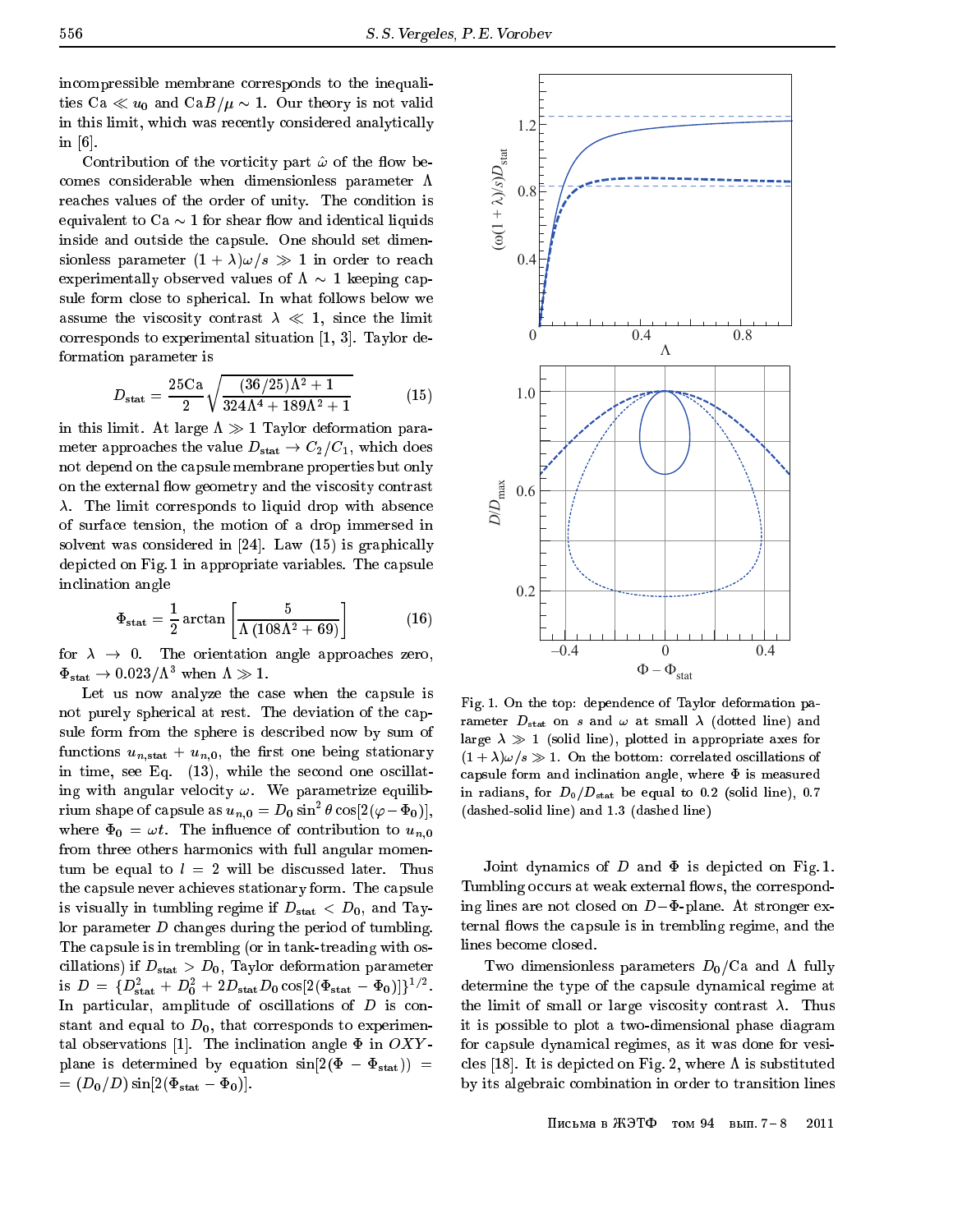incompressible membrane corresponds to the inequalities $\mathrm{Ca} \ll u_0$ and $\mathrm{Ca}B/\mu \sim 1$. Our theory is not valid in this limit, which was recently considered analytically in [6].

Contribution of the vorticity part $\hat{\omega}$ of the flow becomes considerable when dimensionless parameter $\Lambda$ reaches values of the order of unity. The condition is equivalent to $\mathrm{Ca} \sim 1$ for shear flow and identical liquids inside and outside the capsule. One should set dimensionless parameter $(1+\lambda)\omega/s \gg 1$ in order to reach experimentally observed values of $\Lambda \sim 1$ keeping capsule form close to spherical. In what follows below we assume the viscosity contrast $\lambda \ll 1$, since the limit corresponds to experimental situation [1, 3]. Taylor deformation parameter is

$$D_{\mathrm{stat}} = \frac{25\mathrm{Ca}}{2}\sqrt{\frac{(36/25)\Lambda^2+1}{324\Lambda^4+189\Lambda^2+1}} \tag{15}$$

in this limit. At large $\Lambda \gg 1$ Taylor deformation parameter approaches the value $D_{\mathrm{stat}} \to C_2/C_1$, which does not depend on the capsule membrane properties but only on the external flow geometry and the viscosity contrast $\lambda$. The limit corresponds to liquid drop with absence of surface tension, the motion of a drop immersed in solvent was considered in [24]. Law (15) is graphically depicted on Fig. 1 in appropriate variables. The capsule inclination angle

$$\Phi_{\mathrm{stat}} = \frac{1}{2}\arctan\left[\frac{5}{\Lambda\,(108\Lambda^2+69)}\right] \tag{16}$$

for $\lambda \to 0$. The orientation angle approaches zero, $\Phi_{\mathrm{stat}} \to 0.023/\Lambda^3$ when $\Lambda \gg 1$.

Let us now analyze the case when the capsule is not purely spherical at rest. The deviation of the capsule form from the sphere is described now by sum of functions $u_{n,\mathrm{stat}} + u_{n,0}$, the first one being stationary in time, see Eq. (13), while the second one oscillating with angular velocity $\omega$. We parametrize equilibrium shape of capsule as $u_{n,0} = D_0 \sin^2\theta \cos[2(\varphi - \Phi_0)]$, where $\Phi_0 = \omega t$. The influence of contribution to $u_{n,0}$ from three others harmonics with full angular momentum be equal to $l = 2$ will be discussed later. Thus the capsule never achieves stationary form. The capsule is visually in tumbling regime if $D_{\mathrm{stat}} < D_0$, and Taylor parameter $D$ changes during the period of tumbling. The capsule is in trembling (or in tank-treading with oscillations) if $D_{\mathrm{stat}} > D_0$, Taylor deformation parameter is $D = \{D_{\mathrm{stat}}^2 + D_0^2 + 2D_{\mathrm{stat}}D_0\cos[2(\Phi_{\mathrm{stat}} - \Phi_0)]\}^{1/2}$. In particular, amplitude of oscillations of $D$ is constant and equal to $D_0$, that corresponds to experimental observations [1]. The inclination angle $\Phi$ in $OXY$-plane is determined by equation $\sin[2(\Phi - \Phi_{\mathrm{stat}})) = (D_0/D)\sin[2(\Phi_{\mathrm{stat}} - \Phi_0)]$.

Fig. 1. On the top: dependence of Taylor deformation parameter $D_{\mathrm{stat}}$ on $s$ and $\omega$ at small $\lambda$ (dotted line) and large $\lambda \gg 1$ (solid line), plotted in appropriate axes for $(1+\lambda)\omega/s \gg 1$. On the bottom: correlated oscillations of capsule form and inclination angle, where $\Phi$ is measured in radians, for $D_0/D_{\mathrm{stat}}$ be equal to 0.2 (solid line), 0.7 (dashed-solid line) and 1.3 (dashed line)

Joint dynamics of $D$ and $\Phi$ is depicted on Fig. 1. Tumbling occurs at weak external flows, the corresponding lines are not closed on $D{-}\Phi$-plane. At stronger external flows the capsule is in trembling regime, and the lines become closed.

Two dimensionless parameters $D_0/\mathrm{Ca}$ and $\Lambda$ fully determine the type of the capsule dynamical regime at the limit of small or large viscosity contrast $\lambda$. Thus it is possible to plot a two-dimensional phase diagram for capsule dynamical regimes, as it was done for vesicles [18]. It is depicted on Fig. 2, where $\Lambda$ is substituted by its algebraic combination in order to transition lines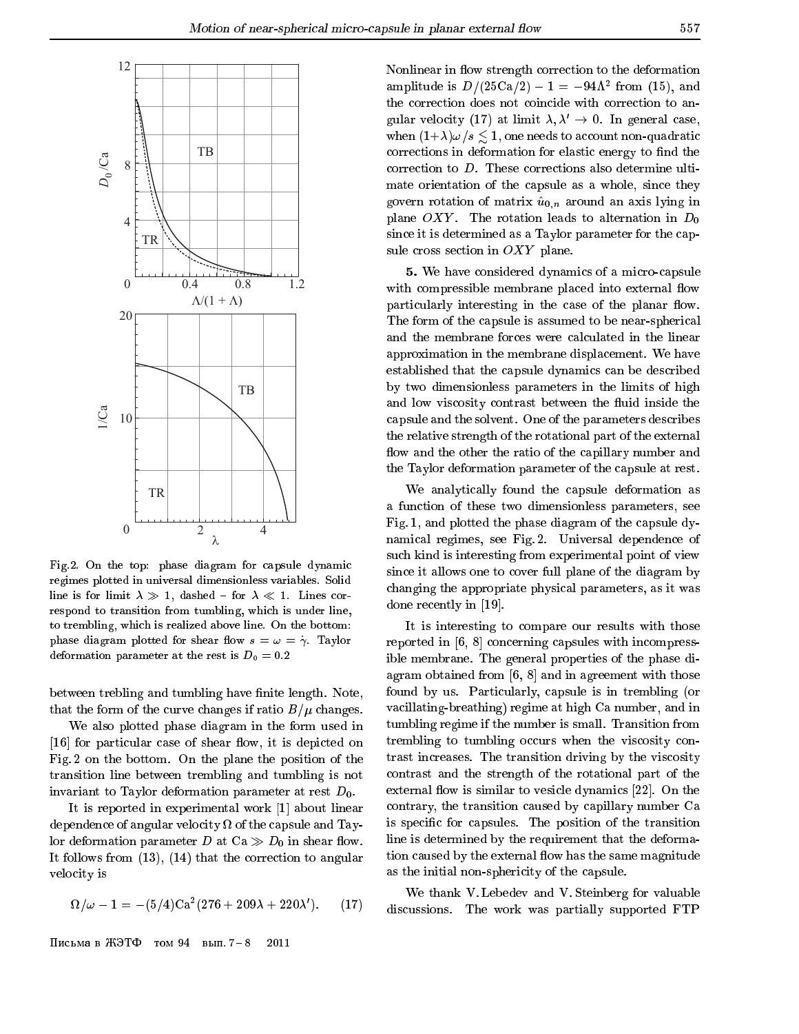Fig. 2. On the top: phase diagram for capsule dynamic regimes plotted in universal dimensionless variables. Solid line is for limit $\lambda \gg 1$, dashed – for $\lambda \ll 1$. Lines correspond to transition from tumbling, which is under line, to trembling, which is realized above line. On the bottom: phase diagram plotted for shear flow $s = \omega = \dot{\gamma}$. Taylor deformation parameter at the rest is $D_0 = 0.2$

between trebling and tumbling have finite length. Note, that the form of the curve changes if ratio $B/\mu$ changes.

We also plotted phase diagram in the form used in [16] for particular case of shear flow, it is depicted on Fig. 2 on the bottom. On the plane the position of the transition line between trembling and tumbling is not invariant to Taylor deformation parameter at rest $D_0$.

It is reported in experimental work [1] about linear dependence of angular velocity $\Omega$ of the capsule and Taylor deformation parameter $D$ at $\mathrm{Ca} \gg D_0$ in shear flow. It follows from (13), (14) that the correction to angular velocity is

$$\Omega/\omega - 1 = -(5/4)\mathrm{Ca}^2(276 + 209\lambda + 220\lambda'). \qquad (17)$$

Nonlinear in flow strength correction to the deformation amplitude is $D/(25\mathrm{Ca}/2) - 1 = -94\Lambda^2$ from (15), and the correction does not coincide with correction to angular velocity (17) at limit $\lambda, \lambda' \to 0$. In general case, when $(1+\lambda)\omega/s \lesssim 1$, one needs to account non-quadratic corrections in deformation for elastic energy to find the correction to $D$. These corrections also determine ultimate orientation of the capsule as a whole, since they govern rotation of matrix $\hat{u}_{0,n}$ around an axis lying in plane $OXY$. The rotation leads to alternation in $D_0$ since it is determined as a Taylor parameter for the capsule cross section in $OXY$ plane.

**5.** We have considered dynamics of a micro-capsule with compressible membrane placed into external flow particularly interesting in the case of the planar flow. The form of the capsule is assumed to be near-spherical and the membrane forces were calculated in the linear approximation in the membrane displacement. We have established that the capsule dynamics can be described by two dimensionless parameters in the limits of high and low viscosity contrast between the fluid inside the capsule and the solvent. One of the parameters describes the relative strength of the rotational part of the external flow and the other the ratio of the capillary number and the Taylor deformation parameter of the capsule at rest.

We analytically found the capsule deformation as a function of these two dimensionless parameters, see Fig. 1, and plotted the phase diagram of the capsule dynamical regimes, see Fig. 2. Universal dependence of such kind is interesting from experimental point of view since it allows one to cover full plane of the diagram by changing the appropriate physical parameters, as it was done recently in [19].

It is interesting to compare our results with those reported in [6, 8] concerning capsules with incompressible membrane. The general properties of the phase diagram obtained from [6, 8] and in agreement with those found by us. Particularly, capsule is in trembling (or vacillating-breathing) regime at high Ca number, and in tumbling regime if the number is small. Transition from trembling to tumbling occurs when the viscosity contrast increases. The transition driving by the viscosity contrast and the strength of the rotational part of the external flow is similar to vesicle dynamics [22]. On the contrary, the transition caused by capillary number Ca is specific for capsules. The position of the transition line is determined by the requirement that the deformation caused by the external flow has the same magnitude as the initial non-sphericity of the capsule.

We thank V. Lebedev and V. Steinberg for valuable discussions. The work was partially supported FTP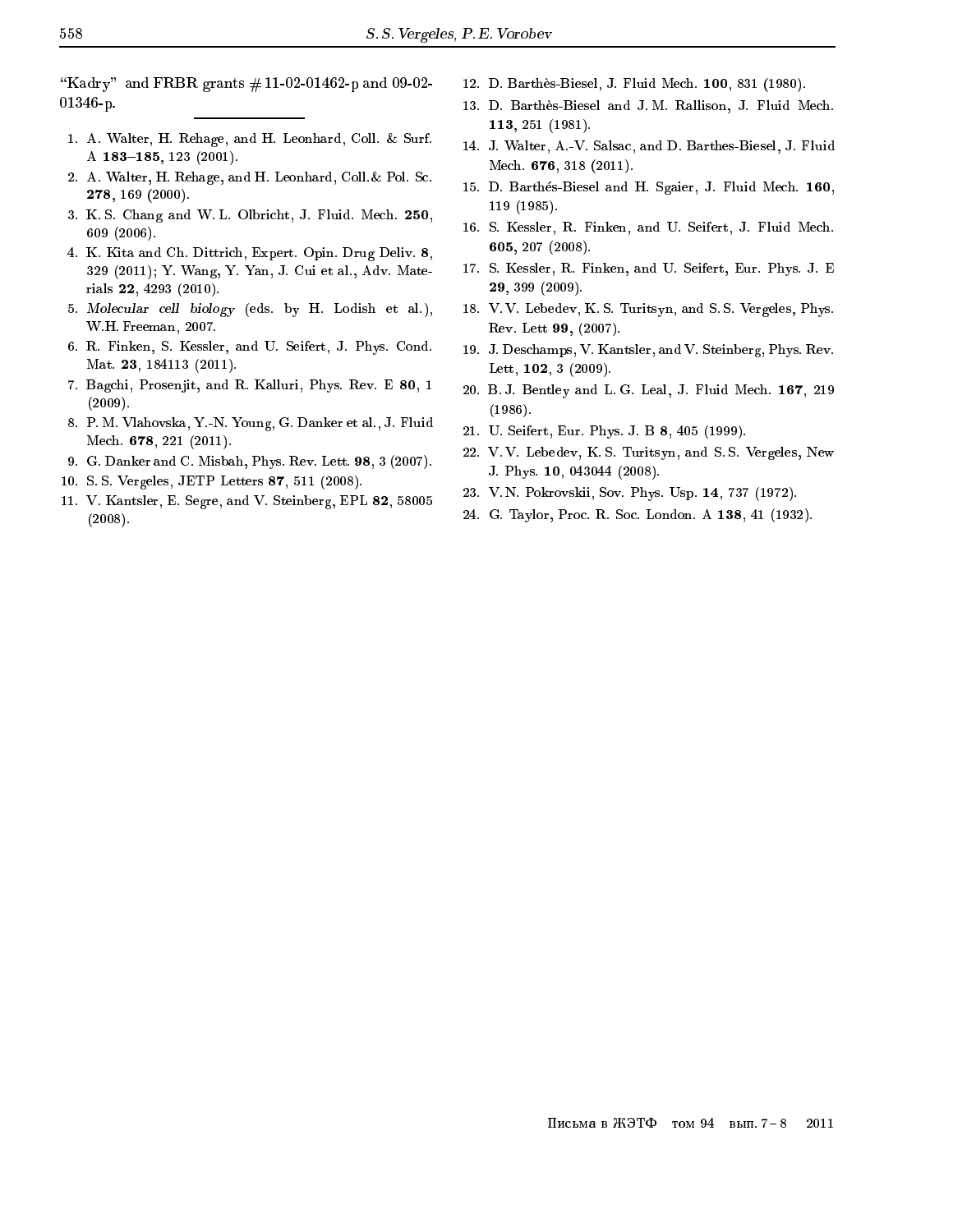"Kadry" and FRBR grants # 11-02-01462-p and 09-02-01346-p.

---

1. A. Walter, H. Rehage, and H. Leonhard, Coll. & Surf. A **183–185**, 123 (2001).
2. A. Walter, H. Rehage, and H. Leonhard, Coll.& Pol. Sc. **278**, 169 (2000).
3. K. S. Chang and W. L. Olbricht, J. Fluid. Mech. **250**, 609 (2006).
4. K. Kita and Ch. Dittrich, Expert. Opin. Drug Deliv. **8**, 329 (2011); Y. Wang, Y. Yan, J. Cui et al., Adv. Materials **22**, 4293 (2010).
5. *Molecular cell biology* (eds. by H. Lodish et al.), W.H. Freeman, 2007.
6. R. Finken, S. Kessler, and U. Seifert, J. Phys. Cond. Mat. **23**, 184113 (2011).
7. Bagchi, Prosenjit, and R. Kalluri, Phys. Rev. E **80**, 1 (2009).
8. P. M. Vlahovska, Y.-N. Young, G. Danker et al., J. Fluid Mech. **678**, 221 (2011).
9. G. Danker and C. Misbah, Phys. Rev. Lett. **98**, 3 (2007).
10. S. S. Vergeles, JETP Letters **87**, 511 (2008).
11. V. Kantsler, E. Segre, and V. Steinberg, EPL **82**, 58005 (2008).
12. D. Barthès-Biesel, J. Fluid Mech. **100**, 831 (1980).
13. D. Barthès-Biesel and J. M. Rallison, J. Fluid Mech. **113**, 251 (1981).
14. J. Walter, A.-V. Salsac, and D. Barthes-Biesel, J. Fluid Mech. **676**, 318 (2011).
15. D. Barthés-Biesel and H. Sgaier, J. Fluid Mech. **160**, 119 (1985).
16. S. Kessler, R. Finken, and U. Seifert, J. Fluid Mech. **605**, 207 (2008).
17. S. Kessler, R. Finken, and U. Seifert, Eur. Phys. J. E **29**, 399 (2009).
18. V. V. Lebedev, K. S. Turitsyn, and S. S. Vergeles, Phys. Rev. Lett **99**, (2007).
19. J. Deschamps, V. Kantsler, and V. Steinberg, Phys. Rev. Lett, **102**, 3 (2009).
20. B. J. Bentley and L. G. Leal, J. Fluid Mech. **167**, 219 (1986).
21. U. Seifert, Eur. Phys. J. B **8**, 405 (1999).
22. V. V. Lebedev, K. S. Turitsyn, and S. S. Vergeles, New J. Phys. **10**, 043044 (2008).
23. V.N. Pokrovskii, Sov. Phys. Usp. **14**, 737 (1972).
24. G. Taylor, Proc. R. Soc. London. A **138**, 41 (1932).